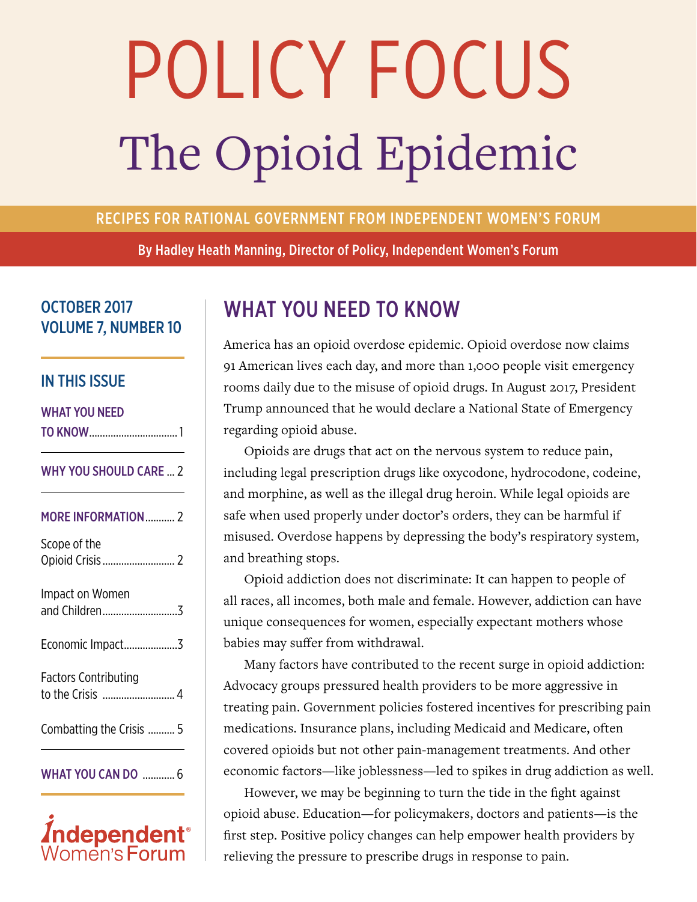# POLICY FOCUS

## The Opioid Epidemic

RECIPES FOR RATIONAL GOVERNMENT FROM INDEPENDENT WOMEN'S FORUM

**By Hadley Heath Manning, Director of Policy, Independent Women's Forum**

OCTOBER 2017
VOLUME 7, NUMBER 10

### IN THIS ISSUE

- WHAT YOU NEED TO KNOW ........ 1
- WHY YOU SHOULD CARE ... 2
- MORE INFORMATION ........ 2
  - Scope of the Opioid Crisis ........ 2
  - Impact on Women and Children ........ 3
  - Economic Impact ........ 3
  - Factors Contributing to the Crisis ........ 4
  - Combatting the Crisis ........ 5
- WHAT YOU CAN DO ........ 6

Independent Women's Forum

## WHAT YOU NEED TO KNOW

America has an opioid overdose epidemic. Opioid overdose now claims 91 American lives each day, and more than 1,000 people visit emergency rooms daily due to the misuse of opioid drugs. In August 2017, President Trump announced that he would declare a National State of Emergency regarding opioid abuse.

Opioids are drugs that act on the nervous system to reduce pain, including legal prescription drugs like oxycodone, hydrocodone, codeine, and morphine, as well as the illegal drug heroin. While legal opioids are safe when used properly under doctor's orders, they can be harmful if misused. Overdose happens by depressing the body's respiratory system, and breathing stops.

Opioid addiction does not discriminate: It can happen to people of all races, all incomes, both male and female. However, addiction can have unique consequences for women, especially expectant mothers whose babies may suffer from withdrawal.

Many factors have contributed to the recent surge in opioid addiction: Advocacy groups pressured health providers to be more aggressive in treating pain. Government policies fostered incentives for prescribing pain medications. Insurance plans, including Medicaid and Medicare, often covered opioids but not other pain-management treatments. And other economic factors—like joblessness—led to spikes in drug addiction as well.

However, we may be beginning to turn the tide in the fight against opioid abuse. Education—for policymakers, doctors and patients—is the first step. Positive policy changes can help empower health providers by relieving the pressure to prescribe drugs in response to pain.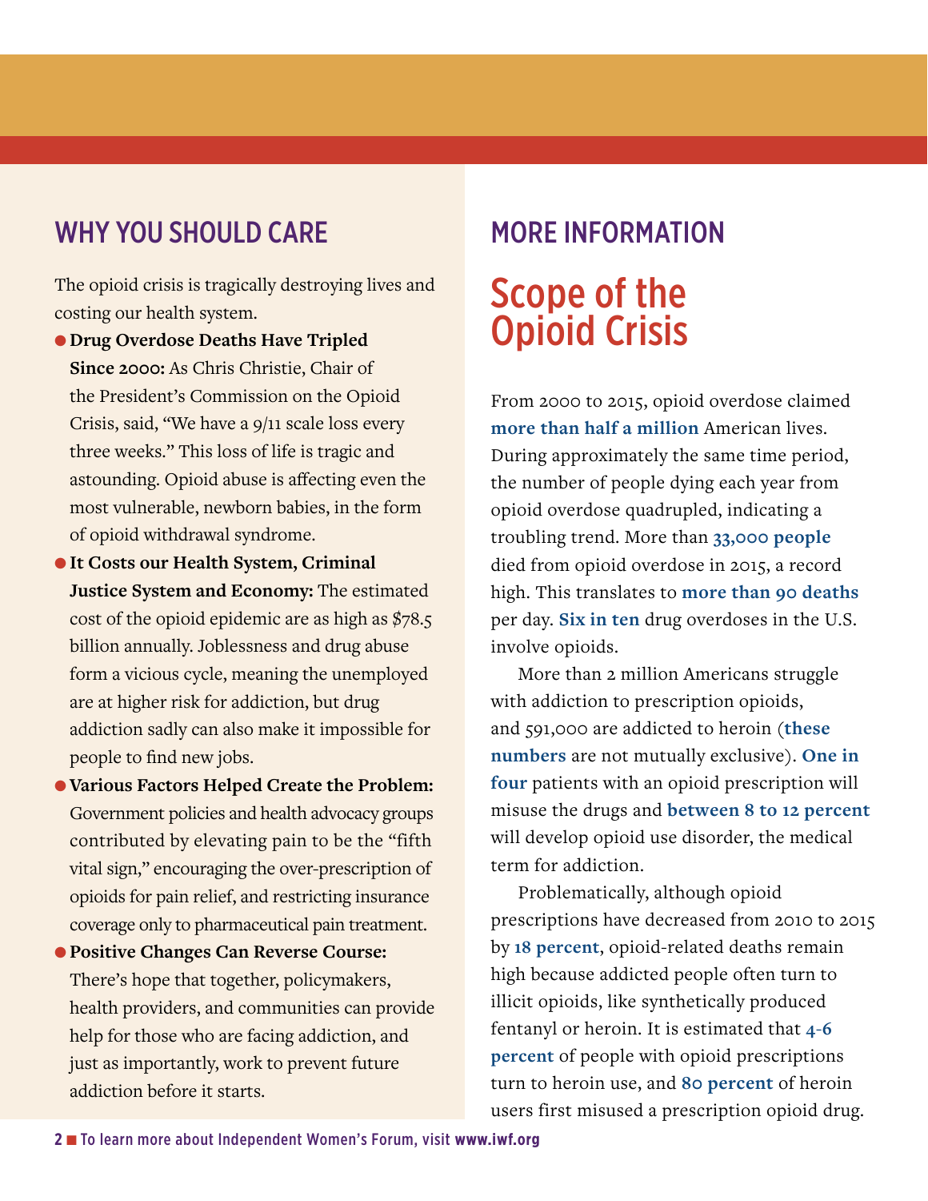## WHY YOU SHOULD CARE

The opioid crisis is tragically destroying lives and costing our health system.

- **Drug Overdose Deaths Have Tripled Since 2000:** As Chris Christie, Chair of the President's Commission on the Opioid Crisis, said, "We have a 9/11 scale loss every three weeks." This loss of life is tragic and astounding. Opioid abuse is affecting even the most vulnerable, newborn babies, in the form of opioid withdrawal syndrome.
- **It Costs our Health System, Criminal Justice System and Economy:** The estimated cost of the opioid epidemic are as high as $78.5 billion annually. Joblessness and drug abuse form a vicious cycle, meaning the unemployed are at higher risk for addiction, but drug addiction sadly can also make it impossible for people to find new jobs.
- **Various Factors Helped Create the Problem:** Government policies and health advocacy groups contributed by elevating pain to be the "fifth vital sign," encouraging the over-prescription of opioids for pain relief, and restricting insurance coverage only to pharmaceutical pain treatment.
- **Positive Changes Can Reverse Course:** There's hope that together, policymakers, health providers, and communities can provide help for those who are facing addiction, and just as importantly, work to prevent future addiction before it starts.

## MORE INFORMATION

# Scope of the Opioid Crisis

From 2000 to 2015, opioid overdose claimed **more than half a million** American lives. During approximately the same time period, the number of people dying each year from opioid overdose quadrupled, indicating a troubling trend. More than **33,000 people** died from opioid overdose in 2015, a record high. This translates to **more than 90 deaths** per day. **Six in ten** drug overdoses in the U.S. involve opioids.

More than 2 million Americans struggle with addiction to prescription opioids, and 591,000 are addicted to heroin (**these numbers** are not mutually exclusive). **One in four** patients with an opioid prescription will misuse the drugs and **between 8 to 12 percent** will develop opioid use disorder, the medical term for addiction.

Problematically, although opioid prescriptions have decreased from 2010 to 2015 by **18 percent**, opioid-related deaths remain high because addicted people often turn to illicit opioids, like synthetically produced fentanyl or heroin. It is estimated that **4-6 percent** of people with opioid prescriptions turn to heroin use, and **80 percent** of heroin users first misused a prescription opioid drug.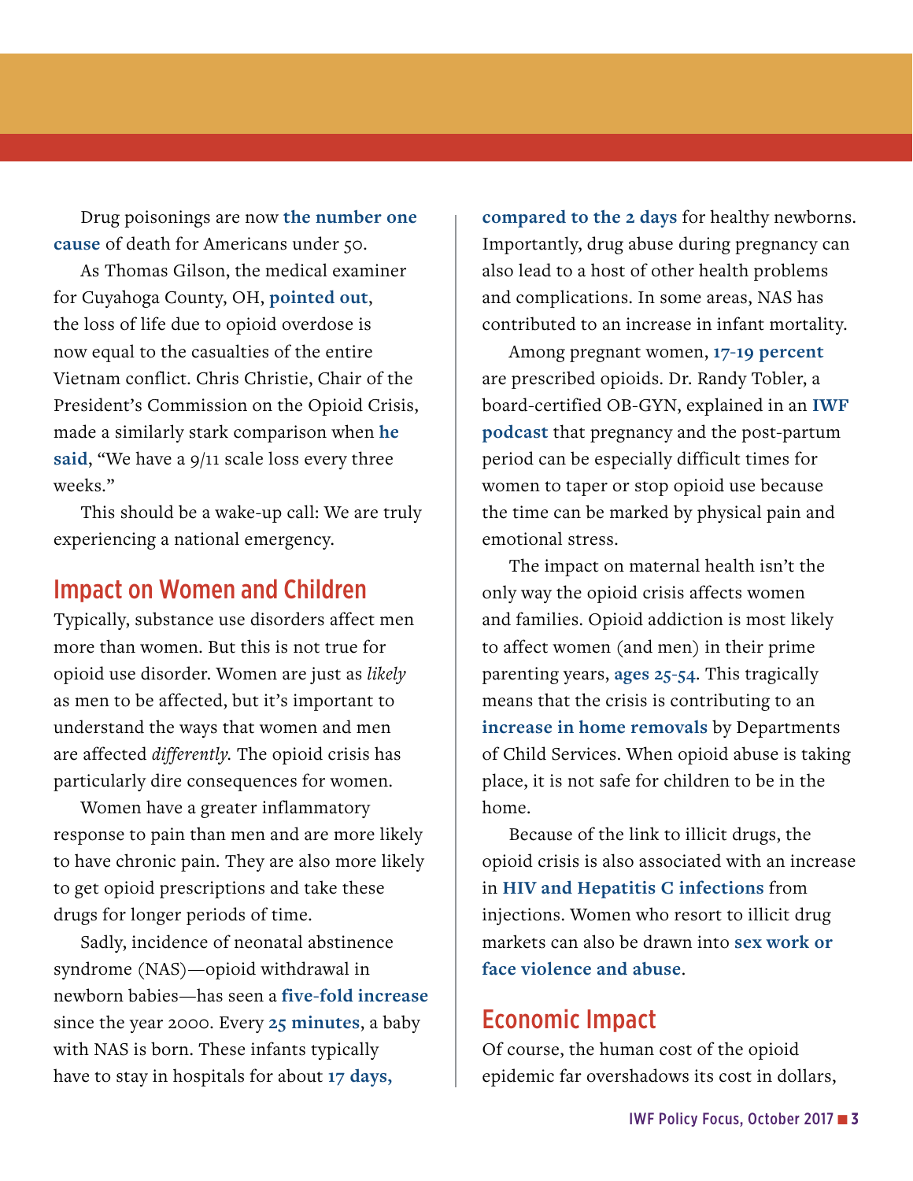Drug poisonings are now **the number one cause** of death for Americans under 50.

As Thomas Gilson, the medical examiner for Cuyahoga County, OH, **pointed out**, the loss of life due to opioid overdose is now equal to the casualties of the entire Vietnam conflict. Chris Christie, Chair of the President's Commission on the Opioid Crisis, made a similarly stark comparison when **he said**, "We have a 9/11 scale loss every three weeks."

This should be a wake-up call: We are truly experiencing a national emergency.

## Impact on Women and Children

Typically, substance use disorders affect men more than women. But this is not true for opioid use disorder. Women are just as *likely* as men to be affected, but it's important to understand the ways that women and men are affected *differently*. The opioid crisis has particularly dire consequences for women.

Women have a greater inflammatory response to pain than men and are more likely to have chronic pain. They are also more likely to get opioid prescriptions and take these drugs for longer periods of time.

Sadly, incidence of neonatal abstinence syndrome (NAS)—opioid withdrawal in newborn babies—has seen a **five-fold increase** since the year 2000. Every **25 minutes**, a baby with NAS is born. These infants typically have to stay in hospitals for about **17 days, compared to the 2 days** for healthy newborns. Importantly, drug abuse during pregnancy can also lead to a host of other health problems and complications. In some areas, NAS has contributed to an increase in infant mortality.

Among pregnant women, **17-19 percent** are prescribed opioids. Dr. Randy Tobler, a board-certified OB-GYN, explained in an **IWF podcast** that pregnancy and the post-partum period can be especially difficult times for women to taper or stop opioid use because the time can be marked by physical pain and emotional stress.

The impact on maternal health isn't the only way the opioid crisis affects women and families. Opioid addiction is most likely to affect women (and men) in their prime parenting years, **ages 25-54**. This tragically means that the crisis is contributing to an **increase in home removals** by Departments of Child Services. When opioid abuse is taking place, it is not safe for children to be in the home.

Because of the link to illicit drugs, the opioid crisis is also associated with an increase in **HIV and Hepatitis C infections** from injections. Women who resort to illicit drug markets can also be drawn into **sex work or face violence and abuse**.

## Economic Impact

Of course, the human cost of the opioid epidemic far overshadows its cost in dollars,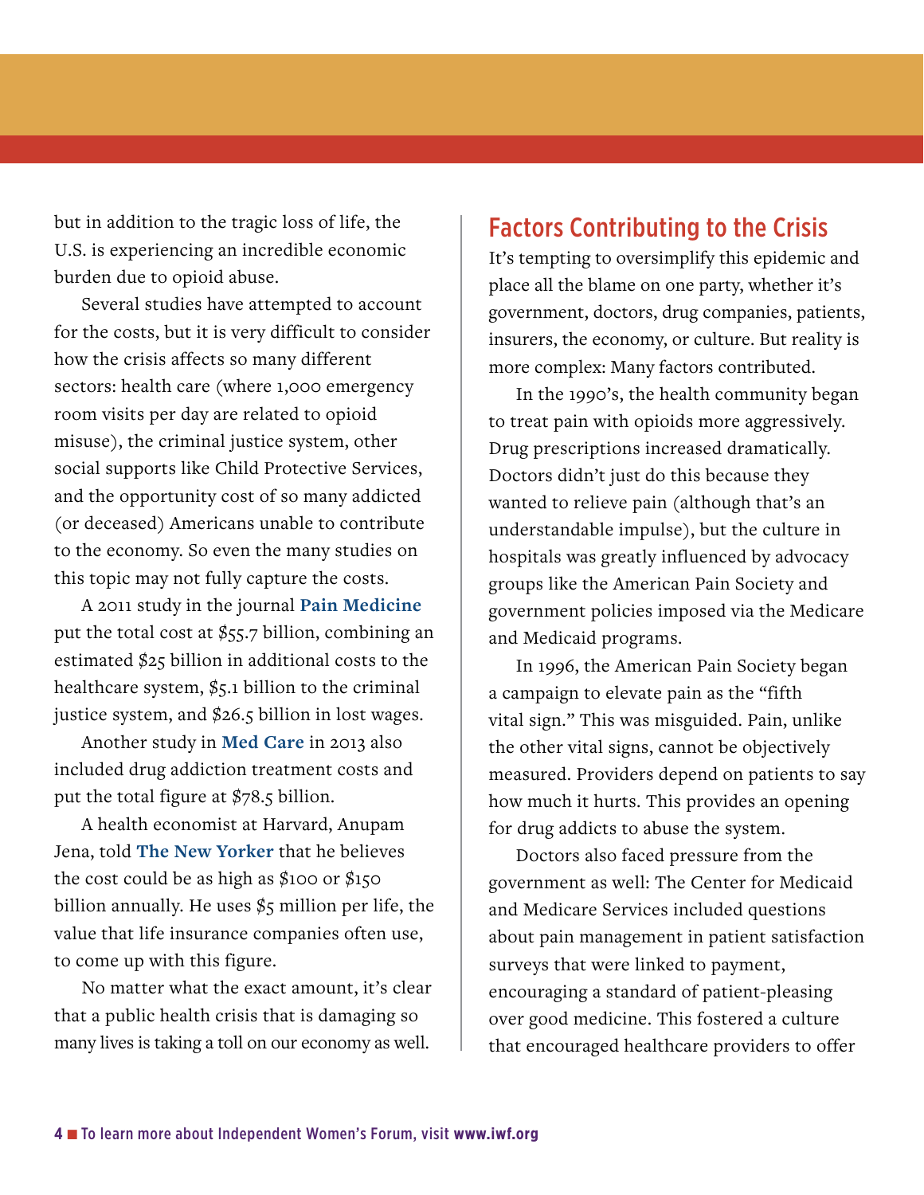but in addition to the tragic loss of life, the U.S. is experiencing an incredible economic burden due to opioid abuse.

Several studies have attempted to account for the costs, but it is very difficult to consider how the crisis affects so many different sectors: health care (where 1,000 emergency room visits per day are related to opioid misuse), the criminal justice system, other social supports like Child Protective Services, and the opportunity cost of so many addicted (or deceased) Americans unable to contribute to the economy. So even the many studies on this topic may not fully capture the costs.

A 2011 study in the journal **Pain Medicine** put the total cost at $55.7 billion, combining an estimated $25 billion in additional costs to the healthcare system, $5.1 billion to the criminal justice system, and $26.5 billion in lost wages.

Another study in **Med Care** in 2013 also included drug addiction treatment costs and put the total figure at $78.5 billion.

A health economist at Harvard, Anupam Jena, told **The New Yorker** that he believes the cost could be as high as $100 or $150 billion annually. He uses $5 million per life, the value that life insurance companies often use, to come up with this figure.

No matter what the exact amount, it's clear that a public health crisis that is damaging so many lives is taking a toll on our economy as well.

## Factors Contributing to the Crisis

It's tempting to oversimplify this epidemic and place all the blame on one party, whether it's government, doctors, drug companies, patients, insurers, the economy, or culture. But reality is more complex: Many factors contributed.

In the 1990's, the health community began to treat pain with opioids more aggressively. Drug prescriptions increased dramatically. Doctors didn't just do this because they wanted to relieve pain (although that's an understandable impulse), but the culture in hospitals was greatly influenced by advocacy groups like the American Pain Society and government policies imposed via the Medicare and Medicaid programs.

In 1996, the American Pain Society began a campaign to elevate pain as the "fifth vital sign." This was misguided. Pain, unlike the other vital signs, cannot be objectively measured. Providers depend on patients to say how much it hurts. This provides an opening for drug addicts to abuse the system.

Doctors also faced pressure from the government as well: The Center for Medicaid and Medicare Services included questions about pain management in patient satisfaction surveys that were linked to payment, encouraging a standard of patient-pleasing over good medicine. This fostered a culture that encouraged healthcare providers to offer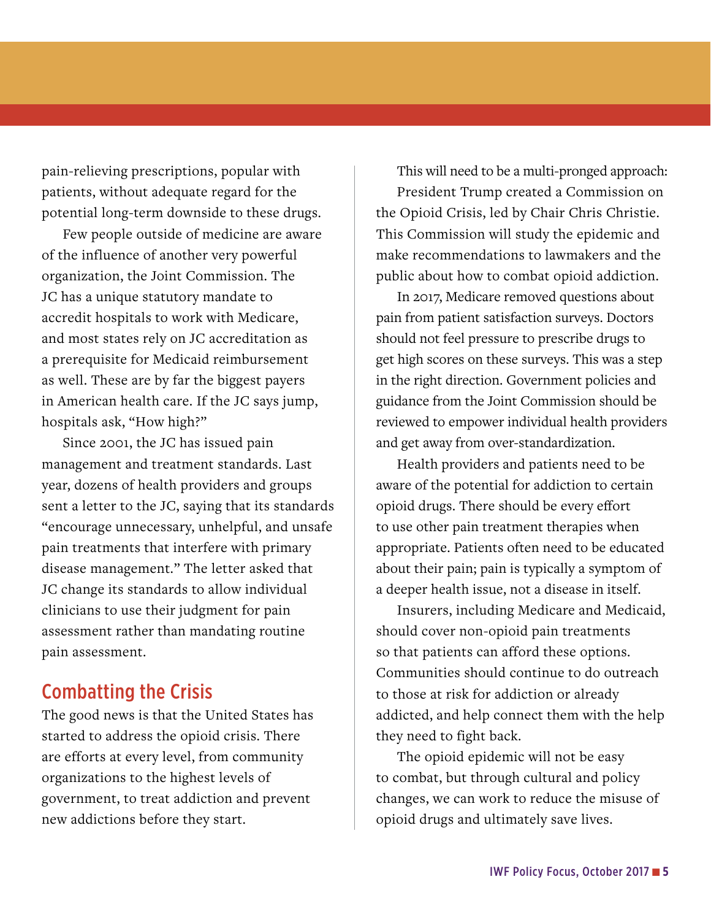pain-relieving prescriptions, popular with patients, without adequate regard for the potential long-term downside to these drugs.

Few people outside of medicine are aware of the influence of another very powerful organization, the Joint Commission. The JC has a unique statutory mandate to accredit hospitals to work with Medicare, and most states rely on JC accreditation as a prerequisite for Medicaid reimbursement as well. These are by far the biggest payers in American health care. If the JC says jump, hospitals ask, "How high?"

Since 2001, the JC has issued pain management and treatment standards. Last year, dozens of health providers and groups sent a letter to the JC, saying that its standards "encourage unnecessary, unhelpful, and unsafe pain treatments that interfere with primary disease management." The letter asked that JC change its standards to allow individual clinicians to use their judgment for pain assessment rather than mandating routine pain assessment.

## Combatting the Crisis

The good news is that the United States has started to address the opioid crisis. There are efforts at every level, from community organizations to the highest levels of government, to treat addiction and prevent new addictions before they start.

This will need to be a multi-pronged approach:

President Trump created a Commission on the Opioid Crisis, led by Chair Chris Christie. This Commission will study the epidemic and make recommendations to lawmakers and the public about how to combat opioid addiction.

In 2017, Medicare removed questions about pain from patient satisfaction surveys. Doctors should not feel pressure to prescribe drugs to get high scores on these surveys. This was a step in the right direction. Government policies and guidance from the Joint Commission should be reviewed to empower individual health providers and get away from over-standardization.

Health providers and patients need to be aware of the potential for addiction to certain opioid drugs. There should be every effort to use other pain treatment therapies when appropriate. Patients often need to be educated about their pain; pain is typically a symptom of a deeper health issue, not a disease in itself.

Insurers, including Medicare and Medicaid, should cover non-opioid pain treatments so that patients can afford these options. Communities should continue to do outreach to those at risk for addiction or already addicted, and help connect them with the help they need to fight back.

The opioid epidemic will not be easy to combat, but through cultural and policy changes, we can work to reduce the misuse of opioid drugs and ultimately save lives.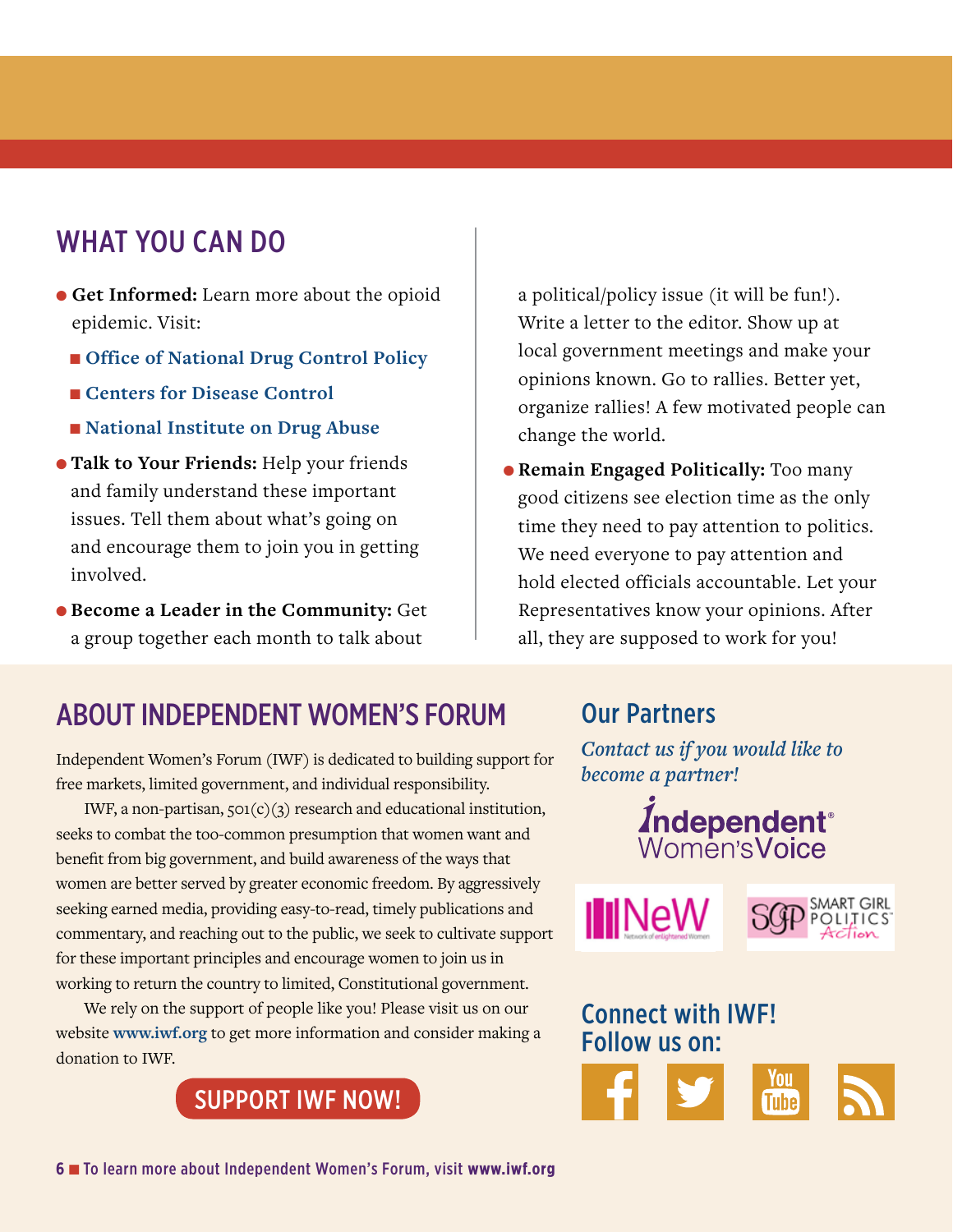## WHAT YOU CAN DO

- **Get Informed:** Learn more about the opioid epidemic. Visit:
  - **Office of National Drug Control Policy**
  - **Centers for Disease Control**
  - **National Institute on Drug Abuse**
- **Talk to Your Friends:** Help your friends and family understand these important issues. Tell them about what's going on and encourage them to join you in getting involved.
- **Become a Leader in the Community:** Get a group together each month to talk about a political/policy issue (it will be fun!). Write a letter to the editor. Show up at local government meetings and make your opinions known. Go to rallies. Better yet, organize rallies! A few motivated people can change the world.
- **Remain Engaged Politically:** Too many good citizens see election time as the only time they need to pay attention to politics. We need everyone to pay attention and hold elected officials accountable. Let your Representatives know your opinions. After all, they are supposed to work for you!

## ABOUT INDEPENDENT WOMEN'S FORUM

Independent Women's Forum (IWF) is dedicated to building support for free markets, limited government, and individual responsibility.

IWF, a non-partisan, 501(c)(3) research and educational institution, seeks to combat the too-common presumption that women want and benefit from big government, and build awareness of the ways that women are better served by greater economic freedom. By aggressively seeking earned media, providing easy-to-read, timely publications and commentary, and reaching out to the public, we seek to cultivate support for these important principles and encourage women to join us in working to return the country to limited, Constitutional government.

We rely on the support of people like you! Please visit us on our website **www.iwf.org** to get more information and consider making a donation to IWF.

SUPPORT IWF NOW!

## Our Partners

*Contact us if you would like to become a partner!*

Independent Women's Voice

NeW Network of enlightened Women

SGP Smart Girl Politics Action

## Connect with IWF! Follow us on:

To learn more about Independent Women's Forum, visit **www.iwf.org**